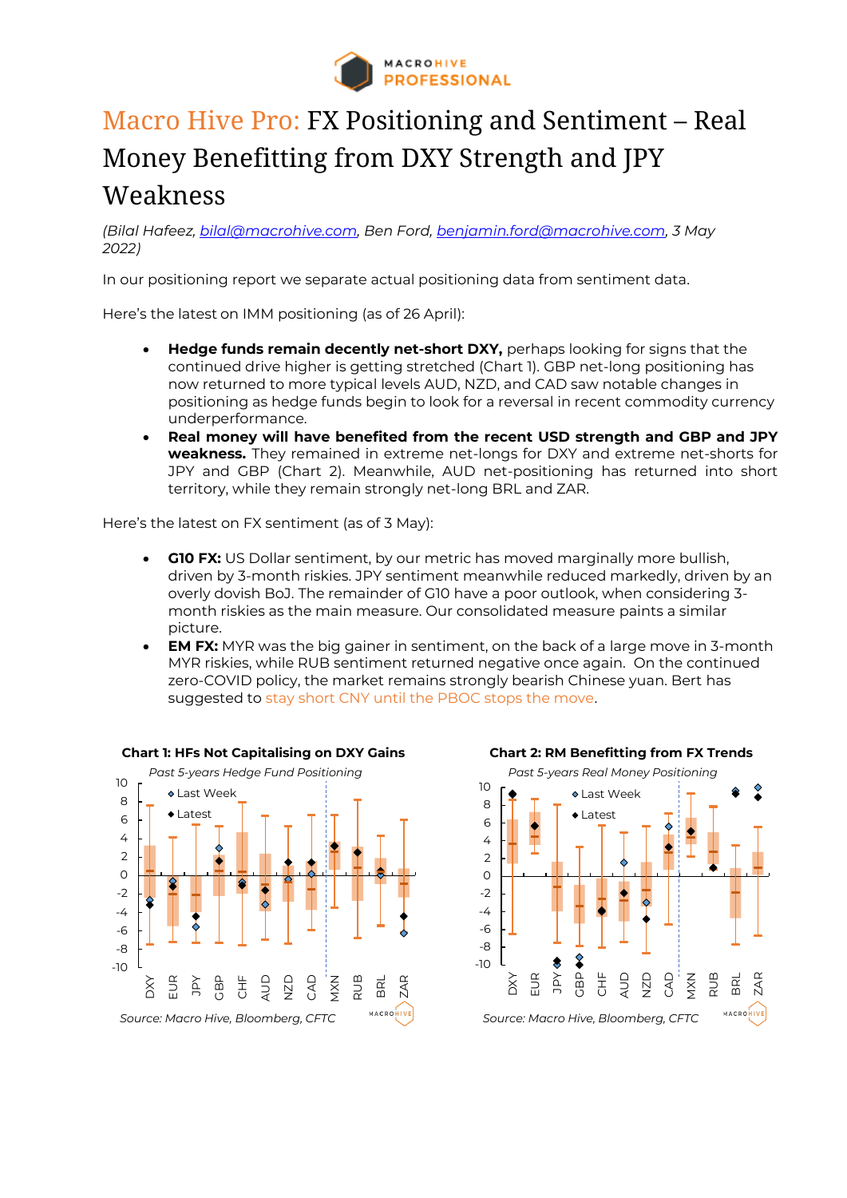# Macro Hive Pro: FX Positioning and Sentiment – Real Money Benefitting from DXY Strength and JPY Weakness

*(Bilal Hafeez, bilal@macrohive.com, Ben Ford, benjamin.ford@macrohive.com, 3 May 2022)*

In our positioning report we separate actual positioning data from sentiment data.

Here's the latest on IMM positioning (as of 26 April):

- **Hedge funds remain decently net-short DXY,** perhaps looking for signs that the continued drive higher is getting stretched (Chart 1). GBP net-long positioning has now returned to more typical levels AUD, NZD, and CAD saw notable changes in positioning as hedge funds begin to look for a reversal in recent commodity currency underperformance.
- **Real money will have benefited from the recent USD strength and GBP and JPY weakness.** They remained in extreme net-longs for DXY and extreme net-shorts for JPY and GBP (Chart 2). Meanwhile, AUD net-positioning has returned into short territory, while they remain strongly net-long BRL and ZAR.

Here's the latest on FX sentiment (as of 3 May):

- **G10 FX:** US Dollar sentiment, by our metric has moved marginally more bullish, driven by 3-month riskies. JPY sentiment meanwhile reduced markedly, driven by an overly dovish BoJ. The remainder of G10 have a poor outlook, when considering 3-month riskies as the main measure. Our consolidated measure paints a similar picture.
- **EM FX:** MYR was the big gainer in sentiment, on the back of a large move in 3-month MYR riskies, while RUB sentiment returned negative once again. On the continued zero-COVID policy, the market remains strongly bearish Chinese yuan. Bert has suggested to stay short CNY until the PBOC stops the move.

**Chart 1: HFs Not Capitalising on DXY Gains**

*Past 5-years Hedge Fund Positioning*

*Source: Macro Hive, Bloomberg, CFTC*

**Chart 2: RM Benefitting from FX Trends**

*Past 5-years Real Money Positioning*

*Source: Macro Hive, Bloomberg, CFTC*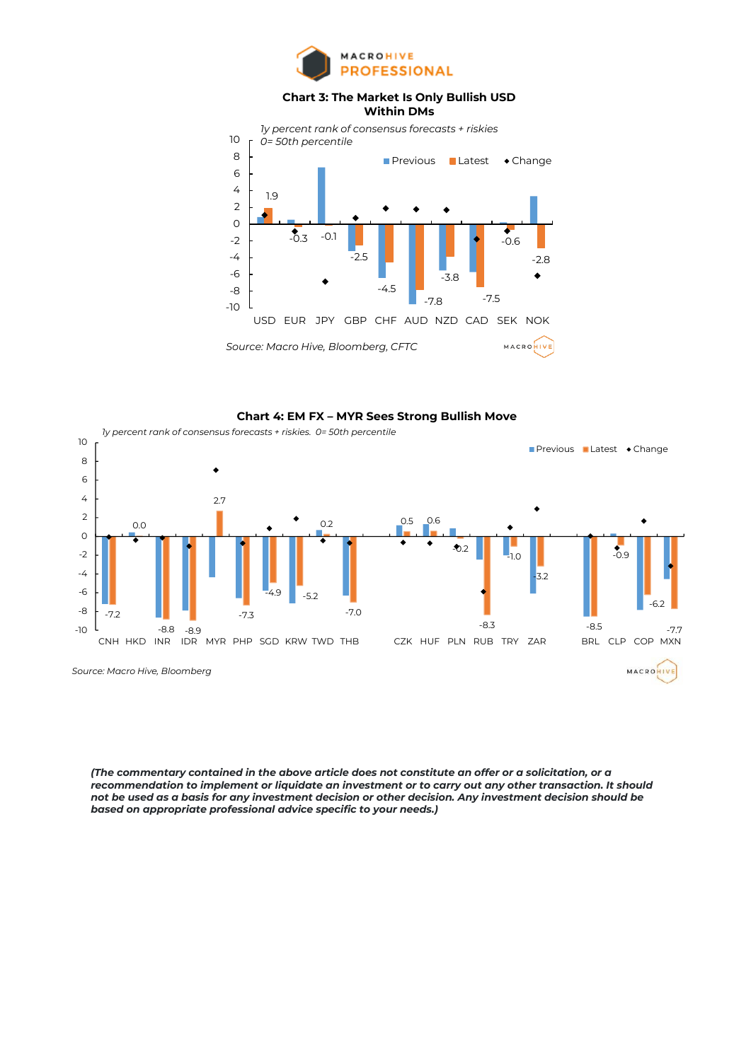MACROHIVE PROFESSIONAL

**Chart 3: The Market Is Only Bullish USD Within DMs**

*1y percent rank of consensus forecasts + riskies*
*0= 50th percentile*

Previous Latest Change

10
8
6
4
2
0
-2
-4
-6
-8
-10

1.9
-0.3
-0.1
-2.5
-4.5
-7.8
-3.8
-7.5
-0.6
-2.8

USD EUR JPY GBP CHF AUD NZD CAD SEK NOK

*Source: Macro Hive, Bloomberg, CFTC*

MACROHIVE

**Chart 4: EM FX – MYR Sees Strong Bullish Move**

*1y percent rank of consensus forecasts + riskies. 0= 50th percentile*

Previous Latest Change

10
8
6
4
2
0
-2
-4
-6
-8
-10

-7.2
0.0
-8.8
-8.9
2.7
-7.3
-4.9
-5.2
0.2
-7.0
0.5
0.6
-0.2
-8.3
-1.0
-3.2
-8.5
-0.9
-6.2
-7.7

CNH HKD INR IDR MYR PHP SGD KRW TWD THB CZK HUF PLN RUB TRY ZAR BRL CLP COP MXN

*Source: Macro Hive, Bloomberg*

MACROHIVE

***(The commentary contained in the above article does not constitute an offer or a solicitation, or a recommendation to implement or liquidate an investment or to carry out any other transaction. It should not be used as a basis for any investment decision or other decision. Any investment decision should be based on appropriate professional advice specific to your needs.)***